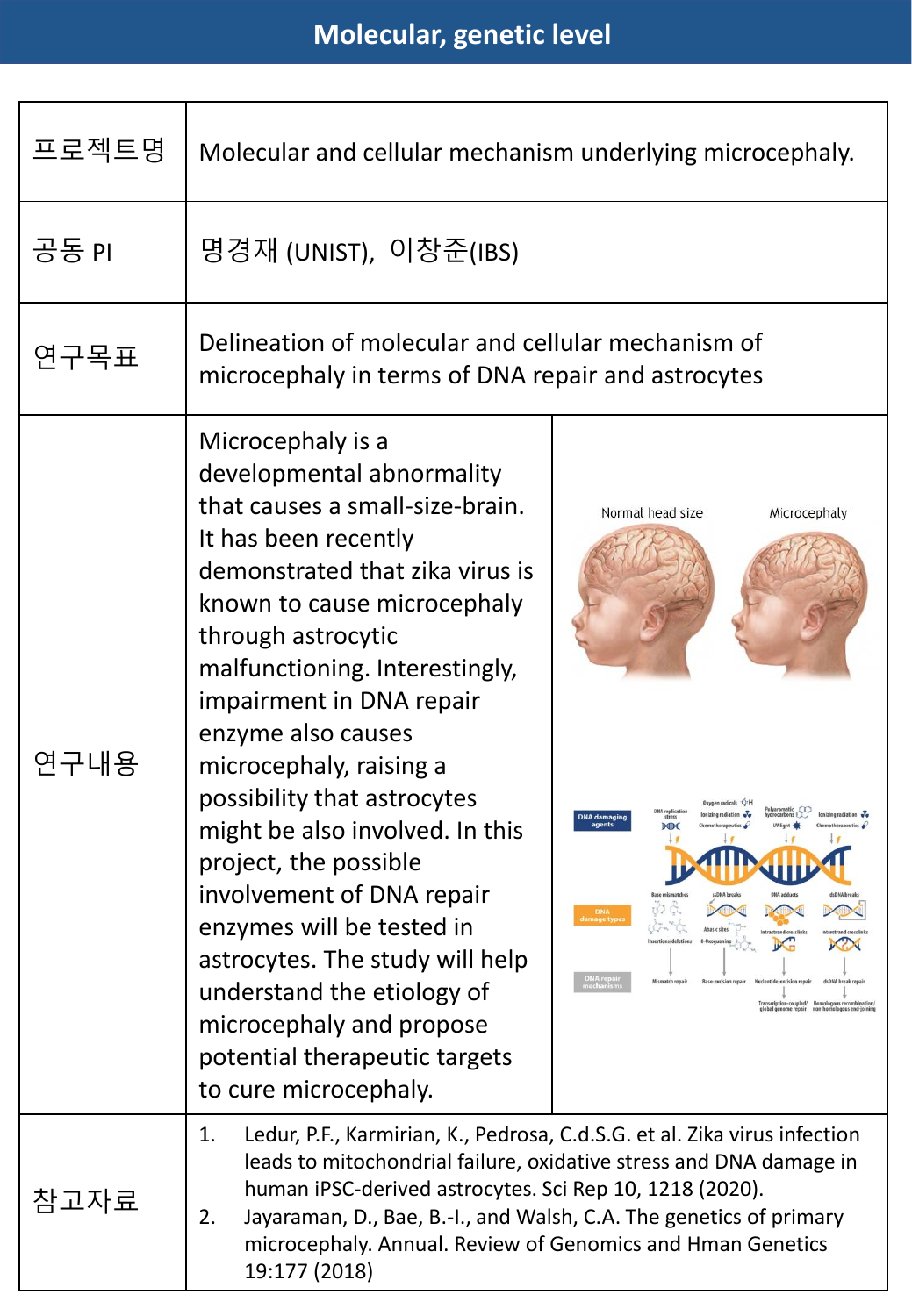# Molecular, genetic level

| | |
|---|---|
| 프로젝트명 | Molecular and cellular mechanism underlying microcephaly. |
| 공동 PI | 명경재 (UNIST), 이창준(IBS) |
| 연구목표 | Delineation of molecular and cellular mechanism of microcephaly in terms of DNA repair and astrocytes |
| 연구내용 | Microcephaly is a developmental abnormality that causes a small-size-brain. It has been recently demonstrated that zika virus is known to cause microcephaly through astrocytic malfunctioning. Interestingly, impairment in DNA repair enzyme also causes microcephaly, raising a possibility that astrocytes might be also involved. In this project, the possible involvement of DNA repair enzymes will be tested in astrocytes. The study will help understand the etiology of microcephaly and propose potential therapeutic targets to cure microcephaly. |
| 참고자료 | 1. Ledur, P.F., Karmirian, K., Pedrosa, C.d.S.G. et al. Zika virus infection leads to mitochondrial failure, oxidative stress and DNA damage in human iPSC-derived astrocytes. Sci Rep 10, 1218 (2020).<br>2. Jayaraman, D., Bae, B.-I., and Walsh, C.A. The genetics of primary microcephaly. Annual. Review of Genomics and Hman Genetics 19:177 (2018) |

Normal head size
Microcephaly

DNA damaging agents
DNA replication stress
Oxygen radicals
Ionizing radiation
Chemotherapeutics
Polyaromatic hydrocarbons
UV light
Ionizing radiation
Chemotherapeutics
DNA damage types
Base mismatches
Insertions/deletions
ssDNA breaks
Abasic sites
8-Oxoguanine
DNA adducts
Intrastrand crosslinks
dsDNA breaks
Interstrand crosslinks
DNA repair mechanisms
Mismatch repair
Base-excision repair
Nucleotide-excision repair
Transcription-coupled/ global genome repair
dsDNA break repair
Homologous recombination/ non-homologous end-joining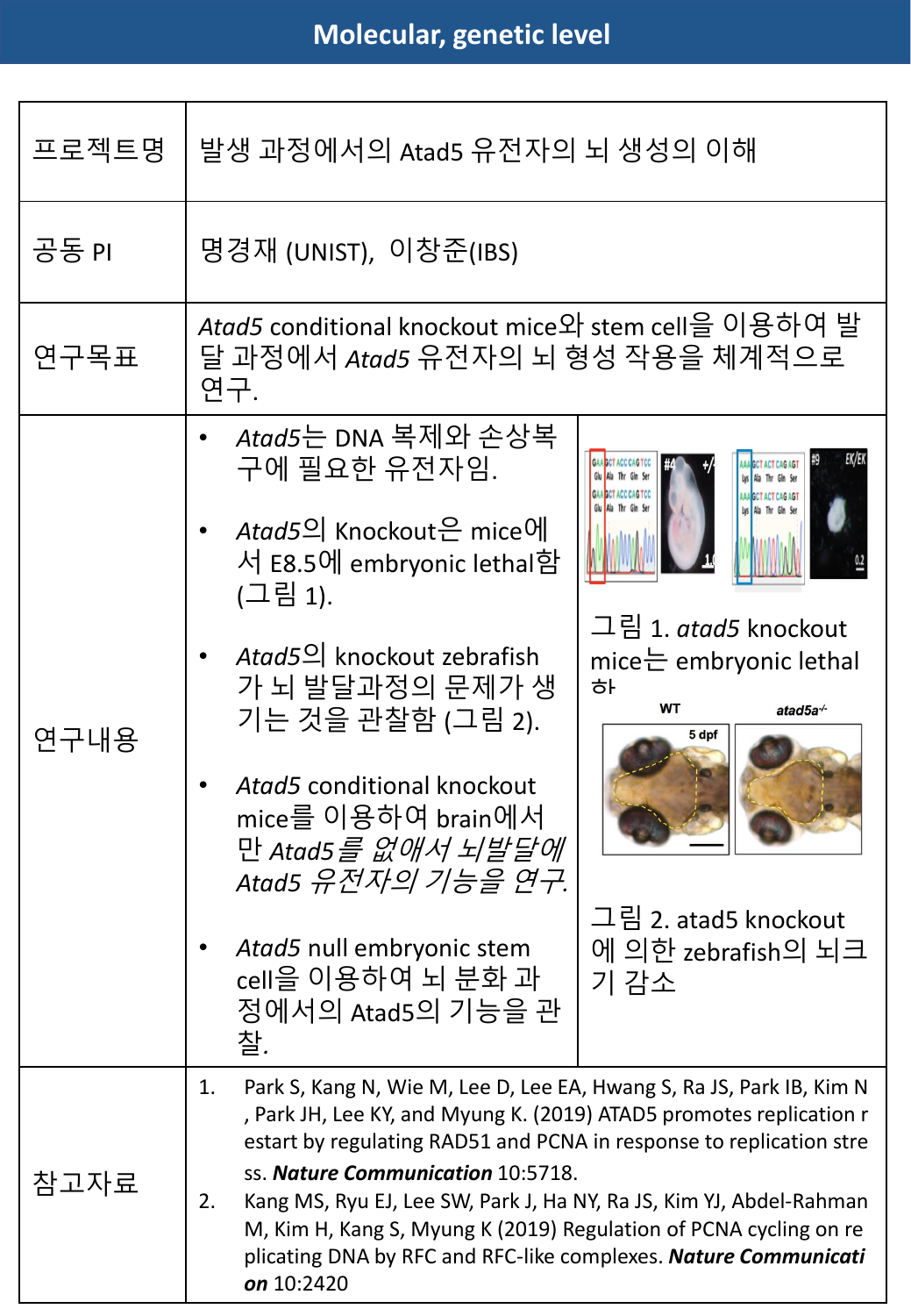# Molecular, genetic level

| | |
|---|---|
| 프로젝트명 | 발생 과정에서의 Atad5 유전자의 뇌 생성의 이해 |
| 공동 PI | 명경재 (UNIST), 이창준(IBS) |
| 연구목표 | *Atad5* conditional knockout mice와 stem cell을 이용하여 발달 과정에서 *Atad5* 유전자의 뇌 형성 작용을 체계적으로 연구. |
| 연구내용 | • *Atad5*는 DNA 복제와 손상복구에 필요한 유전자임.<br>• *Atad5*의 Knockout은 mice에서 E8.5에 embryonic lethal함 (그림 1).<br>• *Atad5*의 knockout zebrafish가 뇌 발달과정의 문제가 생기는 것을 관찰함 (그림 2).<br>• *Atad5* conditional knockout mice를 이용하여 brain에서만 *Atad5를 없애서 뇌발달에 Atad5 유전자의 기능을 연구.*<br>• *Atad5* null embryonic stem cell을 이용하여 뇌 분화 과정에서의 Atad5의 기능을 관찰.<br><br>그림 1. *atad5* knockout mice는 embryonic lethal 함<br><br>그림 2. atad5 knockout에 의한 zebrafish의 뇌크기 감소 |
| 참고자료 | 1. Park S, Kang N, Wie M, Lee D, Lee EA, Hwang S, Ra JS, Park IB, Kim N, Park JH, Lee KY, and Myung K. (2019) ATAD5 promotes replication restart by regulating RAD51 and PCNA in response to replication stress. ***Nature Communication*** 10:5718.<br>2. Kang MS, Ryu EJ, Lee SW, Park J, Ha NY, Ra JS, Kim YJ, Abdel-Rahman M, Kim H, Kang S, Myung K (2019) Regulation of PCNA cycling on replicating DNA by RFC and RFC-like complexes. ***Nature Communication*** 10:2420 |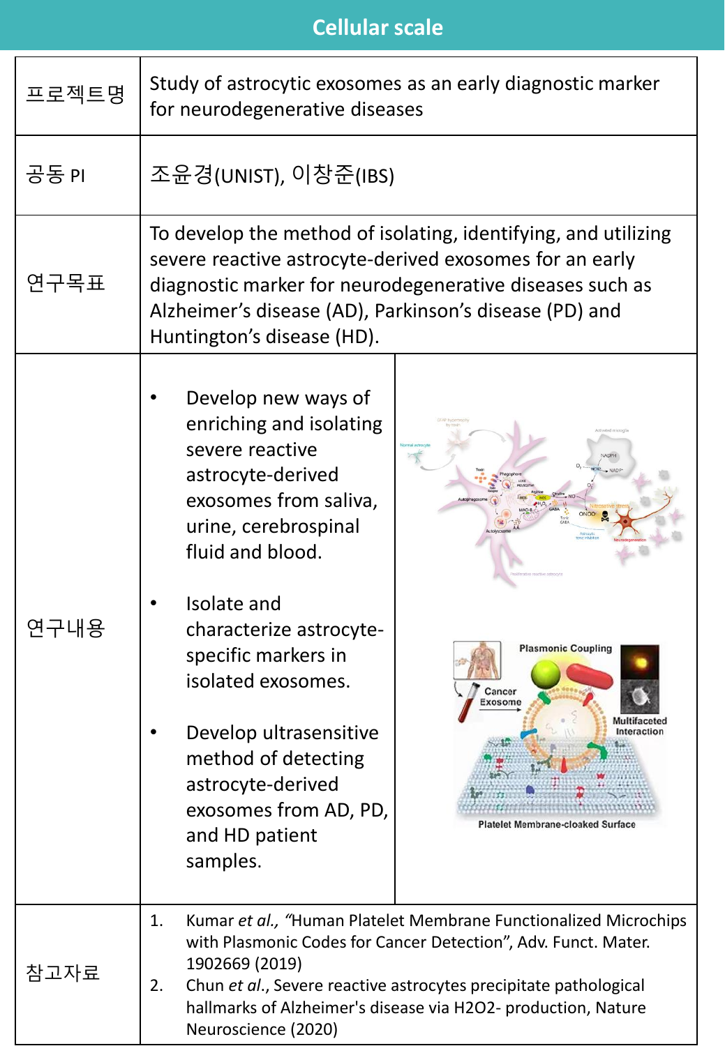## Cellular scale

| | |
|---|---|
| 프로젝트명 | Study of astrocytic exosomes as an early diagnostic marker for neurodegenerative diseases |
| 공동 PI | 조윤경(UNIST), 이창준(IBS) |
| 연구목표 | To develop the method of isolating, identifying, and utilizing severe reactive astrocyte-derived exosomes for an early diagnostic marker for neurodegenerative diseases such as Alzheimer's disease (AD), Parkinson's disease (PD) and Huntington's disease (HD). |
| 연구내용 | • Develop new ways of enriching and isolating severe reactive astrocyte-derived exosomes from saliva, urine, cerebrospinal fluid and blood.<br><br>• Isolate and characterize astrocyte-specific markers in isolated exosomes.<br><br>• Develop ultrasensitive method of detecting astrocyte-derived exosomes from AD, PD, and HD patient samples. |
| 참고자료 | 1. Kumar *et al., "*Human Platelet Membrane Functionalized Microchips with Plasmonic Codes for Cancer Detection", Adv. Funct. Mater. 1902669 (2019)<br>2. Chun *et al*., Severe reactive astrocytes precipitate pathological hallmarks of Alzheimer's disease via H2O2- production, Nature Neuroscience (2020) |

Plasmonic Coupling

Cancer Exosome

Multifaceted Interaction

Platelet Membrane-cloaked Surface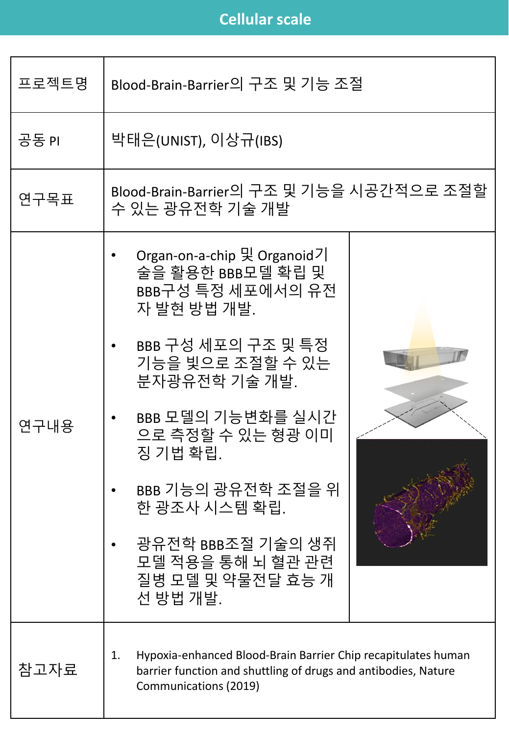# Cellular scale

| | |
|---|---|
| 프로젝트명 | Blood-Brain-Barrier의 구조 및 기능 조절 |
| 공동 PI | 박태은(UNIST), 이상규(IBS) |
| 연구목표 | Blood-Brain-Barrier의 구조 및 기능을 시공간적으로 조절할 수 있는 광유전학 기술 개발 |
| 연구내용 | • Organ-on-a-chip 및 Organoid기술을 활용한 BBB모델 확립 및 BBB구성 특정 세포에서의 유전자 발현 방법 개발.<br>• BBB 구성 세포의 구조 및 특정 기능을 빛으로 조절할 수 있는 분자광유전학 기술 개발.<br>• BBB 모델의 기능변화를 실시간으로 측정할 수 있는 형광 이미징 기법 확립.<br>• BBB 기능의 광유전학 조절을 위한 광조사 시스템 확립.<br>• 광유전학 BBB조절 기술의 생쥐모델 적용을 통해 뇌 혈관 관련 질병 모델 및 약물전달 효능 개선 방법 개발. |
| 참고자료 | 1. Hypoxia-enhanced Blood-Brain Barrier Chip recapitulates human barrier function and shuttling of drugs and antibodies, Nature Communications (2019) |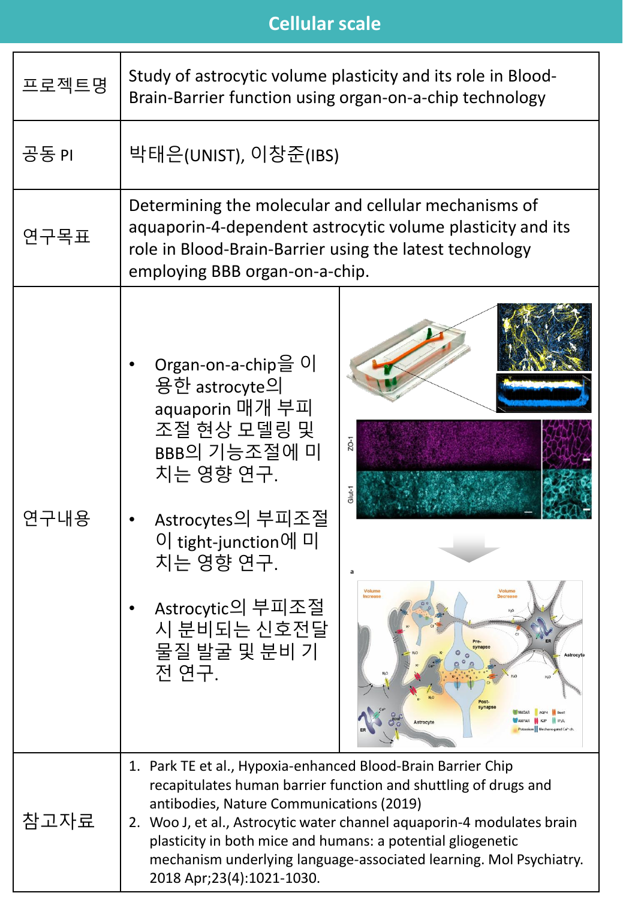# Cellular scale

| 프로젝트명 | Study of astrocytic volume plasticity and its role in Blood-Brain-Barrier function using organ-on-a-chip technology |
|---|---|
| 공동 PI | 박태은(UNIST), 이창준(IBS) |
| 연구목표 | Determining the molecular and cellular mechanisms of aquaporin-4-dependent astrocytic volume plasticity and its role in Blood-Brain-Barrier using the latest technology employing BBB organ-on-a-chip. |
| 연구내용 | • Organ-on-a-chip을 이용한 astrocyte의 aquaporin 매개 부피조절 현상 모델링 및 BBB의 기능조절에 미치는 영향 연구.<br>• Astrocytes의 부피조절이 tight-junction에 미치는 영향 연구.<br>• Astrocytic의 부피조절 시 분비되는 신호전달물질 발굴 및 분비 기전 연구. |
| 참고자료 | 1. Park TE et al., Hypoxia-enhanced Blood-Brain Barrier Chip recapitulates human barrier function and shuttling of drugs and antibodies, Nature Communications (2019)<br>2. Woo J, et al., Astrocytic water channel aquaporin-4 modulates brain plasticity in both mice and humans: a potential gliogenetic mechanism underlying language-associated learning. Mol Psychiatry. 2018 Apr;23(4):1021-1030. |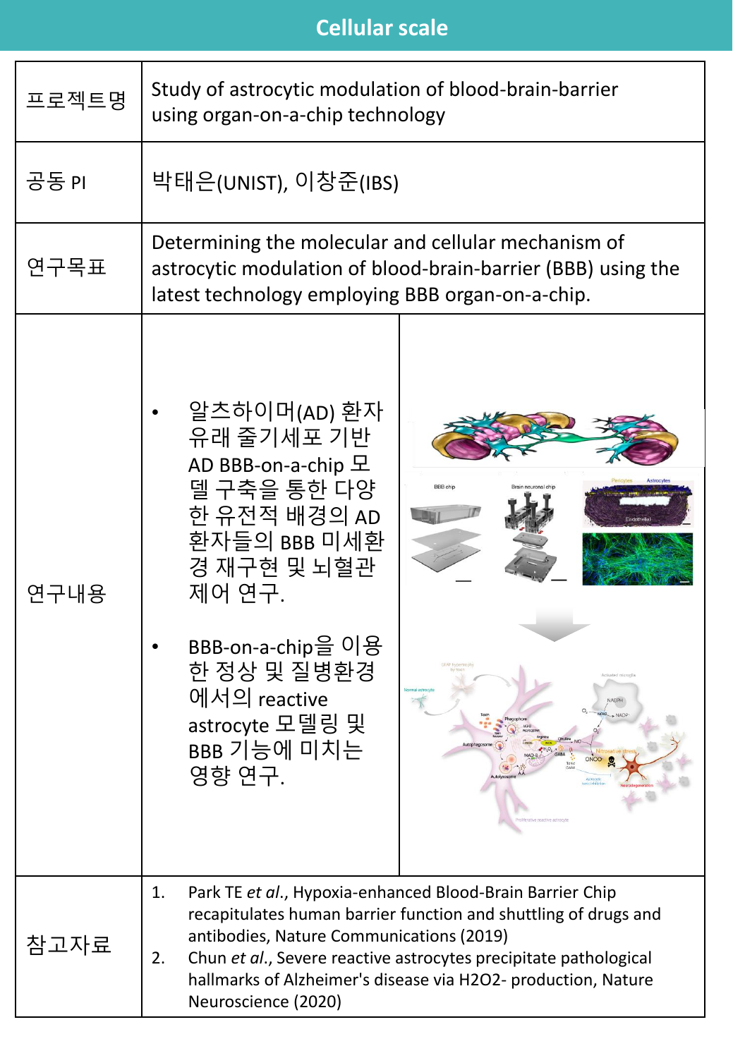## Cellular scale

| | | |
|---|---|---|
| 프로젝트명 | Study of astrocytic modulation of blood-brain-barrier using organ-on-a-chip technology | |
| 공동 PI | 박태은(UNIST), 이창준(IBS) | |
| 연구목표 | Determining the molecular and cellular mechanism of astrocytic modulation of blood-brain-barrier (BBB) using the latest technology employing BBB organ-on-a-chip. | |
| 연구내용 | • 알츠하이머(AD) 환자 유래 줄기세포 기반 AD BBB-on-a-chip 모델 구축을 통한 다양한 유전적 배경의 AD 환자들의 BBB 미세환경 재구현 및 뇌혈관 제어 연구.<br>• BBB-on-a-chip을 이용한 정상 및 질병환경에서의 reactive astrocyte 모델링 및 BBB 기능에 미치는 영향 연구. | |
| 참고자료 | 1. Park TE *et al*., Hypoxia-enhanced Blood-Brain Barrier Chip recapitulates human barrier function and shuttling of drugs and antibodies, Nature Communications (2019)<br>2. Chun *et al*., Severe reactive astrocytes precipitate pathological hallmarks of Alzheimer's disease via H2O2- production, Nature Neuroscience (2020) | |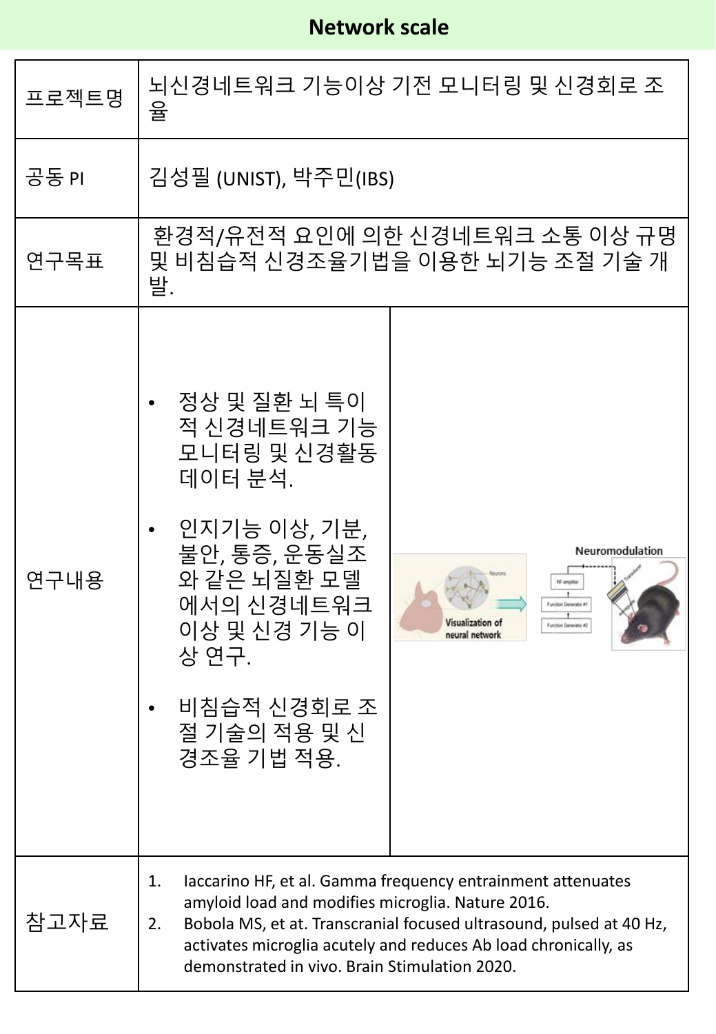## Network scale

| | | |
|---|---|---|
| 프로젝트명 | 뇌신경네트워크 기능이상 기전 모니터링 및 신경회로 조율 | |
| 공동 PI | 김성필 (UNIST), 박주민(IBS) | |
| 연구목표 | 환경적/유전적 요인에 의한 신경네트워크 소통 이상 규명 및 비침습적 신경조율기법을 이용한 뇌기능 조절 기술 개발. | |
| 연구내용 | • 정상 및 질환 뇌 특이적 신경네트워크 기능 모니터링 및 신경활동 데이터 분석.<br><br>• 인지기능 이상, 기분, 불안, 통증, 운동실조와 같은 뇌질환 모델에서의 신경네트워크 이상 및 신경 기능 이상 연구.<br><br>• 비침습적 신경회로 조절 기술의 적용 및 신경조율 기법 적용. | Visualization of neural network<br>Neurons<br>Neuromodulation<br>RF amplifier<br>Function Generator #1<br>Function Generator #2<br>Transducer |
| 참고자료 | 1. Iaccarino HF, et al. Gamma frequency entrainment attenuates amyloid load and modifies microglia. Nature 2016.<br>2. Bobola MS, et at. Transcranial focused ultrasound, pulsed at 40 Hz, activates microglia acutely and reduces Ab load chronically, as demonstrated in vivo. Brain Stimulation 2020. | |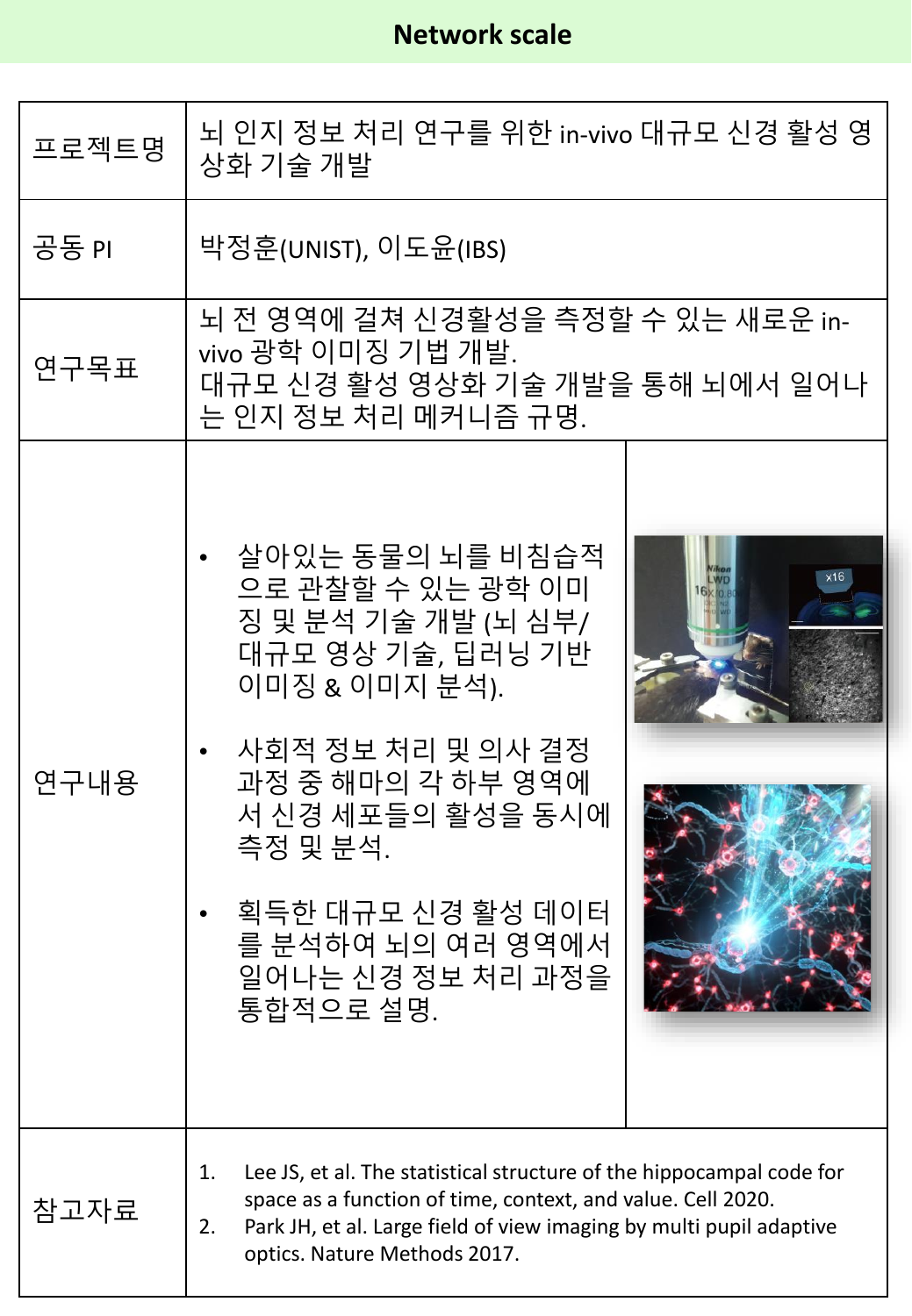## Network scale

| | |
|---|---|
| 프로젝트명 | 뇌 인지 정보 처리 연구를 위한 in-vivo 대규모 신경 활성 영상화 기술 개발 |
| 공동 PI | 박정훈(UNIST), 이도윤(IBS) |
| 연구목표 | 뇌 전 영역에 걸쳐 신경활성을 측정할 수 있는 새로운 in-vivo 광학 이미징 기법 개발.<br>대규모 신경 활성 영상화 기술 개발을 통해 뇌에서 일어나는 인지 정보 처리 메커니즘 규명. |
| 연구내용 | • 살아있는 동물의 뇌를 비침습적으로 관찰할 수 있는 광학 이미징 및 분석 기술 개발 (뇌 심부/대규모 영상 기술, 딥러닝 기반 이미징 & 이미지 분석).<br><br>• 사회적 정보 처리 및 의사 결정 과정 중 해마의 각 하부 영역에서 신경 세포들의 활성을 동시에 측정 및 분석.<br><br>• 획득한 대규모 신경 활성 데이터를 분석하여 뇌의 여러 영역에서 일어나는 신경 정보 처리 과정을 통합적으로 설명. |
| 참고자료 | 1. Lee JS, et al. The statistical structure of the hippocampal code for space as a function of time, context, and value. Cell 2020.<br>2. Park JH, et al. Large field of view imaging by multi pupil adaptive optics. Nature Methods 2017. |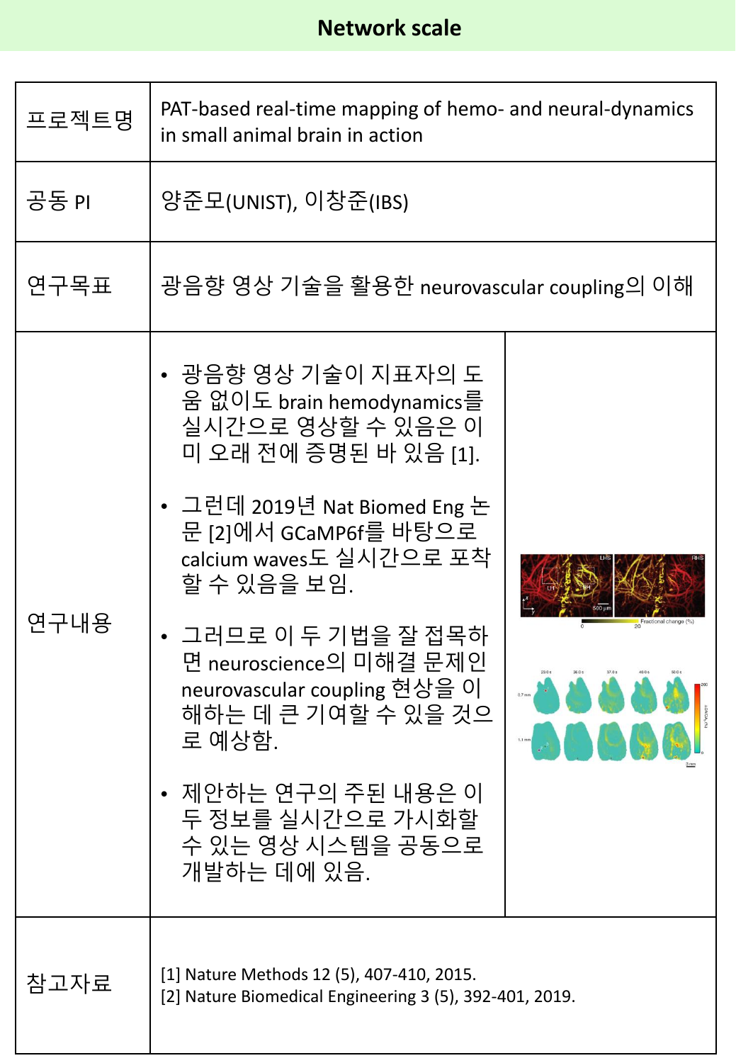# Network scale

| | |
|---|---|
| 프로젝트명 | PAT-based real-time mapping of hemo- and neural-dynamics in small animal brain in action |
| 공동 PI | 양준모(UNIST), 이창준(IBS) |
| 연구목표 | 광음향 영상 기술을 활용한 neurovascular coupling의 이해 |
| 연구내용 | • 광음향 영상 기술이 지표자의 도움 없이도 brain hemodynamics를 실시간으로 영상할 수 있음은 이미 오래 전에 증명된 바 있음 [1].<br><br>• 그런데 2019년 Nat Biomed Eng 논문 [2]에서 GCaMP6f를 바탕으로 calcium waves도 실시간으로 포착할 수 있음을 보임.<br><br>• 그러므로 이 두 기법을 잘 접목하면 neuroscience의 미해결 문제인 neurovascular coupling 현상을 이해하는 데 큰 기여할 수 있을 것으로 예상함.<br><br>• 제안하는 연구의 주된 내용은 이 두 정보를 실시간으로 가시화할 수 있는 영상 시스템을 공동으로 개발하는 데에 있음. |
| 참고자료 | [1] Nature Methods 12 (5), 407-410, 2015.<br>[2] Nature Biomedical Engineering 3 (5), 392-401, 2019. |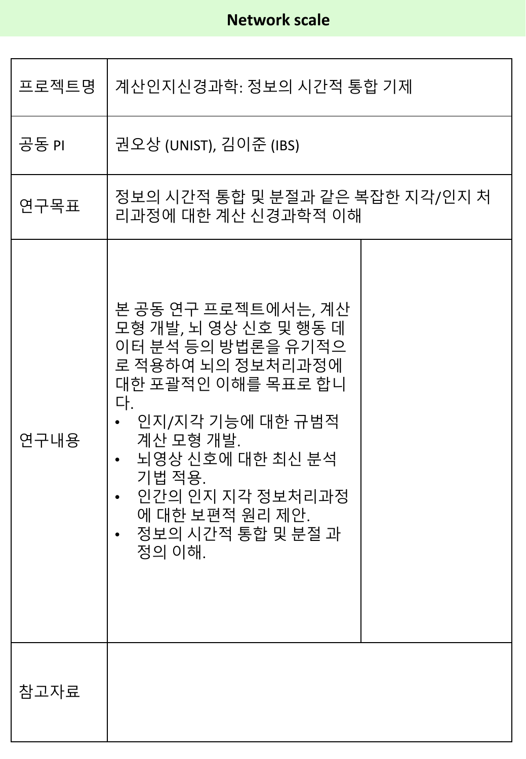# Network scale

| | | |
|---|---|---|
| 프로젝트명 | 계산인지신경과학: 정보의 시간적 통합 기제 | |
| 공동 PI | 권오상 (UNIST), 김이준 (IBS) | |
| 연구목표 | 정보의 시간적 통합 및 분절과 같은 복잡한 지각/인지 처리과정에 대한 계산 신경과학적 이해 | |
| 연구내용 | 본 공동 연구 프로젝트에서는, 계산 모형 개발, 뇌 영상 신호 및 행동 데이터 분석 등의 방법론을 유기적으로 적용하여 뇌의 정보처리과정에 대한 포괄적인 이해를 목표로 합니다.<br>• 인지/지각 기능에 대한 규범적 계산 모형 개발.<br>• 뇌영상 신호에 대한 최신 분석 기법 적용.<br>• 인간의 인지 지각 정보처리과정에 대한 보편적 원리 제안.<br>• 정보의 시간적 통합 및 분절 과정의 이해. | |
| 참고자료 | | |